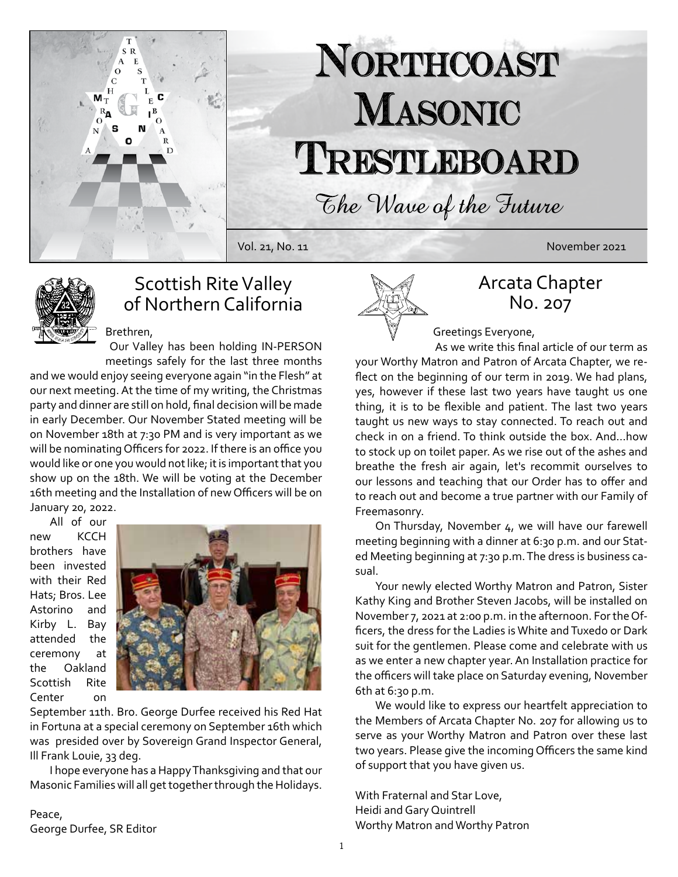# Northcoast Masonic Trestleboard

*The Wave of the Future*

Vol. 21, No. 11 November 2021

## Scottish Rite Valley of Northern California

Brethren,

Our Valley has been holding IN-PERSON meetings safely for the last three months and we would enjoy seeing everyone again "in the Flesh" at our next meeting. At the time of my writing, the Christmas party and dinner are still on hold, final decision will be made in early December. Our November Stated meeting will be on November 18th at 7:30 PM and is very important as we will be nominating Officers for 2022. If there is an office you would like or one you would not like; it is important that you show up on the 18th. We will be voting at the December 16th meeting and the Installation of new Officers will be on January 20, 2022.

All of our new KCCH brothers have been invested with their Red Hats; Bros. Lee Astorino and Kirby L. Bay attended the ceremony at the Oakland Scottish Rite Center on September 11th. Bro. George Durfee received his Red Hat in Fortuna at a special ceremony on September 16th which was presided over by Sovereign Grand Inspector General, Ill Frank Louie, 33 deg.

I hope everyone has a Happy Thanksgiving and that our Masonic Families will all get together through the Holidays.

Peace,
George Durfee, SR Editor

## Arcata Chapter No. 207

Greetings Everyone,

As we write this final article of our term as your Worthy Matron and Patron of Arcata Chapter, we reflect on the beginning of our term in 2019. We had plans, yes, however if these last two years have taught us one thing, it is to be flexible and patient. The last two years taught us new ways to stay connected. To reach out and check in on a friend. To think outside the box. And...how to stock up on toilet paper. As we rise out of the ashes and breathe the fresh air again, let's recommit ourselves to our lessons and teaching that our Order has to offer and to reach out and become a true partner with our Family of Freemasonry.

On Thursday, November 4, we will have our farewell meeting beginning with a dinner at 6:30 p.m. and our Stated Meeting beginning at 7:30 p.m. The dress is business casual.

Your newly elected Worthy Matron and Patron, Sister Kathy King and Brother Steven Jacobs, will be installed on November 7, 2021 at 2:00 p.m. in the afternoon. For the Officers, the dress for the Ladies is White and Tuxedo or Dark suit for the gentlemen. Please come and celebrate with us as we enter a new chapter year. An Installation practice for the officers will take place on Saturday evening, November 6th at 6:30 p.m.

We would like to express our heartfelt appreciation to the Members of Arcata Chapter No. 207 for allowing us to serve as your Worthy Matron and Patron over these last two years. Please give the incoming Officers the same kind of support that you have given us.

With Fraternal and Star Love,
Heidi and Gary Quintrell
Worthy Matron and Worthy Patron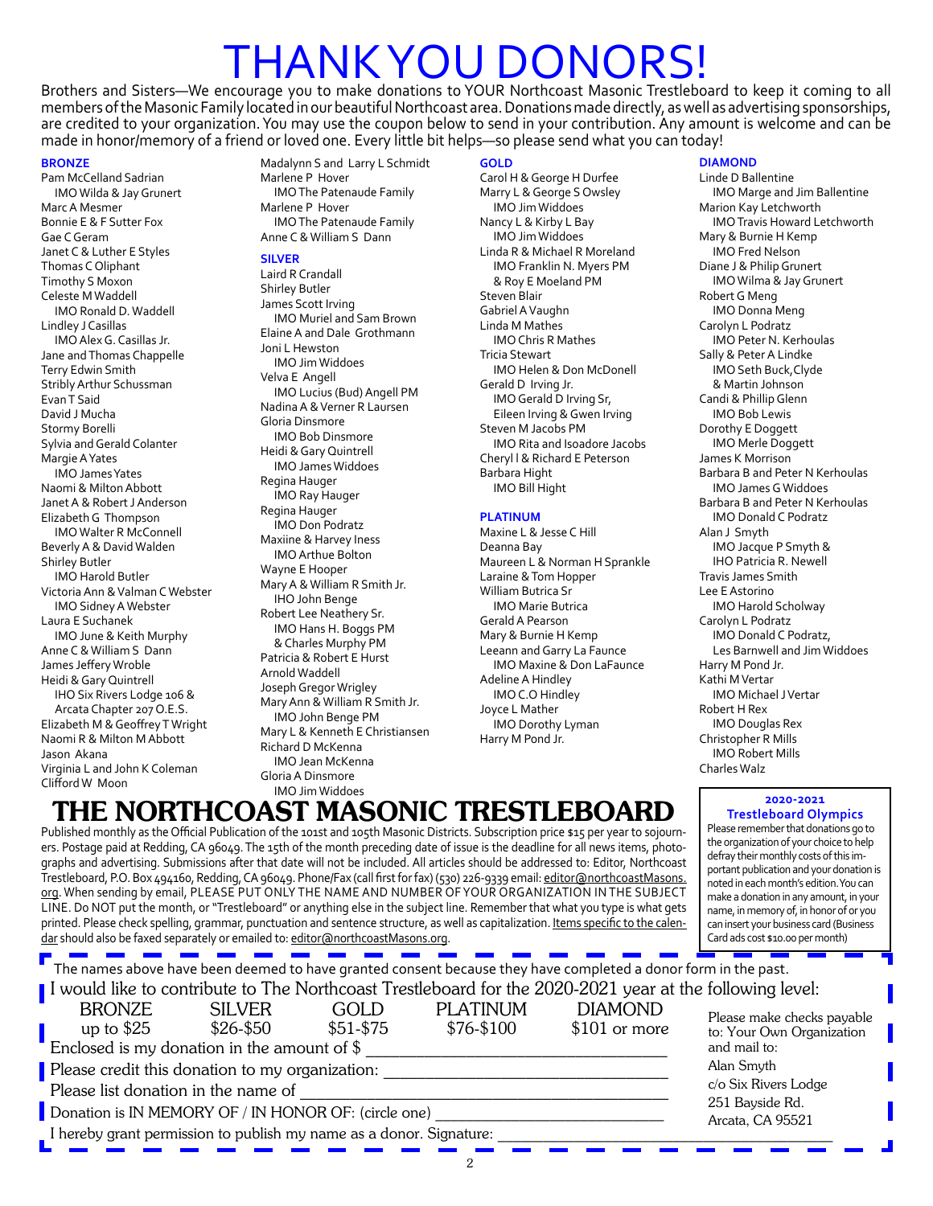# THANK YOU DONORS!

Brothers and Sisters—We encourage you to make donations to YOUR Northcoast Masonic Trestleboard to keep it coming to all members of the Masonic Family located in our beautiful Northcoast area. Donations made directly, as well as advertising sponsorships, are credited to your organization. You may use the coupon below to send in your contribution. Any amount is welcome and can be made in honor/memory of a friend or loved one. Every little bit helps—so please send what you can today!

### BRONZE

Pam McCelland Sadrian
IMO Wilda & Jay Grunert
Marc A Mesmer
Bonnie E & F Sutter Fox
Gae C Geram
Janet C & Luther E Styles
Thomas C Oliphant
Timothy S Moxon
Celeste M Waddell
IMO Ronald D. Waddell
Lindley J Casillas
IMO Alex G. Casillas Jr.
Jane and Thomas Chappelle
Terry Edwin Smith
Stribly Arthur Schussman
Evan T Said
David J Mucha
Stormy Borelli
Sylvia and Gerald Colanter
Margie A Yates
IMO James Yates
Naomi & Milton Abbott
Janet A & Robert J Anderson
Elizabeth G Thompson
IMO Walter R McConnell
Beverly A & David Walden
Shirley Butler
IMO Harold Butler
Victoria Ann & Valman C Webster
IMO Sidney A Webster
Laura E Suchanek
IMO June & Keith Murphy
Anne C & William S Dann
James Jeffery Wroble
Heidi & Gary Quintrell
IHO Six Rivers Lodge 106 & Arcata Chapter 207 O.E.S.
Elizabeth M & Geoffrey T Wright
Naomi R & Milton M Abbott
Jason Akana
Virginia L and John K Coleman
Clifford W Moon
Madalynn S and Larry L Schmidt
Marlene P Hover
IMO The Patenaude Family
Marlene P Hover
IMO The Patenaude Family
Anne C & William S Dann

### SILVER

Laird R Crandall
Shirley Butler
James Scott Irving
IMO Muriel and Sam Brown
Elaine A and Dale Grothmann
Joni L Hewston
IMO Jim Widdoes
Velva E Angell
IMO Lucius (Bud) Angell PM
Nadina A & Verner R Laursen
Gloria Dinsmore
IMO Bob Dinsmore
Heidi & Gary Quintrell
IMO James Widdoes
Regina Hauger
IMO Ray Hauger
Regina Hauger
IMO Don Podratz
Maxiine & Harvey Iness
IMO Arthue Bolton
Wayne E Hooper
Mary A & William R Smith Jr.
IHO John Benge
Robert Lee Neathery Sr.
IMO Hans H. Boggs PM & Charles Murphy PM
Patricia & Robert E Hurst
Arnold Waddell
Joseph Gregor Wrigley
Mary Ann & William R Smith Jr.
IMO John Benge PM
Mary L & Kenneth E Christiansen
Richard D McKenna
IMO Jean McKenna
Gloria A Dinsmore
IMO Jim Widdoes

### GOLD

Carol H & George H Durfee
Marry L & George S Owsley
IMO Jim Widdoes
Nancy L & Kirby L Bay
IMO Jim Widdoes
Linda R & Michael R Moreland
IMO Franklin N. Myers PM & Roy E Moeland PM
Steven Blair
Gabriel A Vaughn
Linda M Mathes
IMO Chris R Mathes
Tricia Stewart
IMO Helen & Don McDonell
Gerald D Irving Jr.
IMO Gerald D Irving Sr, Eileen Irving & Gwen Irving
Steven M Jacobs PM
IMO Rita and Isoadore Jacobs
Cheryl I & Richard E Peterson
Barbara Hight
IMO Bill Hight

### PLATINUM

Maxine L & Jesse C Hill
Deanna Bay
Maureen L & Norman H Sprankle
Laraine & Tom Hopper
William Butrica Sr
IMO Marie Butrica
Gerald A Pearson
Mary & Burnie H Kemp
Leeann and Garry La Faunce
IMO Maxine & Don LaFaunce
Adeline A Hindley
IMO C.O Hindley
Joyce L Mather
IMO Dorothy Lyman
Harry M Pond Jr.

### DIAMOND

Linde D Ballentine
IMO Marge and Jim Ballentine
Marion Kay Letchworth
IMO Travis Howard Letchworth
Mary & Burnie H Kemp
IMO Fred Nelson
Diane J & Philip Grunert
IMO Wilma & Jay Grunert
Robert G Meng
IMO Donna Meng
Carolyn L Podratz
IMO Peter N. Kerhoulas
Sally & Peter A Lindke
IMO Seth Buck, Clyde & Martin Johnson
Candi & Phillip Glenn
IMO Bob Lewis
Dorothy E Doggett
IMO Merle Doggett
James K Morrison
Barbara B and Peter N Kerhoulas
IMO James G Widdoes
Barbara B and Peter N Kerhoulas
IMO Donald C Podratz
Alan J Smyth
IMO Jacque P Smyth & IHO Patricia R. Newell
Travis James Smith
Lee E Astorino
IMO Harold Scholway
Carolyn L Podratz
IMO Donald C Podratz, Les Barnwell and Jim Widdoes
Harry M Pond Jr.
Kathi M Vertar
IMO Michael J Vertar
Robert H Rex
IMO Douglas Rex
Christopher R Mills
IMO Robert Mills
Charles Walz

# THE NORTHCOAST MASONIC TRESTLEBOARD

Published monthly as the Official Publication of the 101st and 105th Masonic Districts. Subscription price $15 per year to sojourners. Postage paid at Redding, CA 96049. The 15th of the month preceding date of issue is the deadline for all news items, photographs and advertising. Submissions after that date will not be included. All articles should be addressed to: Editor, Northcoast Trestleboard, P.O. Box 494160, Redding, CA 96049. Phone/Fax (call first for fax) (530) 226-9339 email: editor@northcoastMasons.org. When sending by email, PLEASE PUT ONLY THE NAME AND NUMBER OF YOUR ORGANIZATION IN THE SUBJECT LINE. Do NOT put the month, or "Trestleboard" or anything else in the subject line. Remember that what you type is what gets printed. Please check spelling, grammar, punctuation and sentence structure, as well as capitalization. Items specific to the calendar should also be faxed separately or emailed to: editor@northcoastMasons.org.

### 2020-2021 Trestleboard Olympics

Please remember that donations go to the organization of your choice to help defray their monthly costs of this important publication and your donation is noted in each month's edition. You can make a donation in any amount, in your name, in memory of, in honor of or you can insert your business card (Business Card ads cost $10.00 per month)

---

The names above have been deemed to have granted consent because they have completed a donor form in the past.

I would like to contribute to The Northcoast Trestleboard for the 2020-2021 year at the following level:

| BRONZE | SILVER | GOLD | PLATINUM | DIAMOND |
|---|---|---|---|---|
| up to $25 | $26-$50 | $51-$75 | $76-$100 | $101 or more |

Enclosed is my donation in the amount of $ ____________________

Please credit this donation to my organization: ____________________

Please list donation in the name of ____________________

Donation is IN MEMORY OF / IN HONOR OF: (circle one) ____________________

I hereby grant permission to publish my name as a donor. Signature: ____________________

Please make checks payable to: Your Own Organization and mail to:
Alan Smyth
c/o Six Rivers Lodge
251 Bayside Rd.
Arcata, CA 95521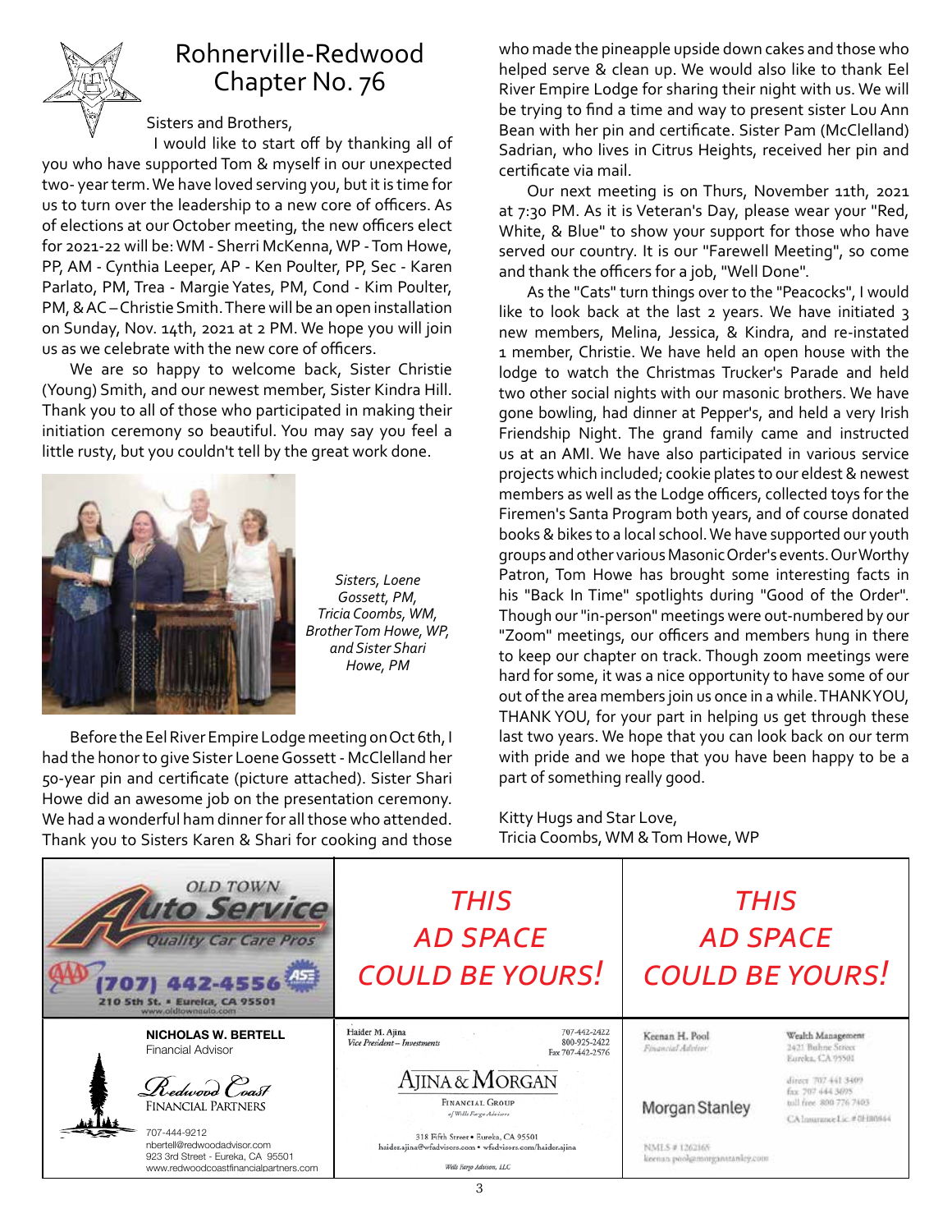# Rohnerville-Redwood Chapter No. 76

Sisters and Brothers,

I would like to start off by thanking all of you who have supported Tom & myself in our unexpected two- year term. We have loved serving you, but it is time for us to turn over the leadership to a new core of officers. As of elections at our October meeting, the new officers elect for 2021-22 will be: WM - Sherri McKenna, WP - Tom Howe, PP, AM - Cynthia Leeper, AP - Ken Poulter, PP, Sec - Karen Parlato, PM, Trea - Margie Yates, PM, Cond - Kim Poulter, PM, & AC – Christie Smith. There will be an open installation on Sunday, Nov. 14th, 2021 at 2 PM. We hope you will join us as we celebrate with the new core of officers.

We are so happy to welcome back, Sister Christie (Young) Smith, and our newest member, Sister Kindra Hill. Thank you to all of those who participated in making their initiation ceremony so beautiful. You may say you feel a little rusty, but you couldn't tell by the great work done.

*Sisters, Loene Gossett, PM, Tricia Coombs, WM, Brother Tom Howe, WP, and Sister Shari Howe, PM*

Before the Eel River Empire Lodge meeting on Oct 6th, I had the honor to give Sister Loene Gossett - McClelland her 50-year pin and certificate (picture attached). Sister Shari Howe did an awesome job on the presentation ceremony. We had a wonderful ham dinner for all those who attended. Thank you to Sisters Karen & Shari for cooking and those who made the pineapple upside down cakes and those who helped serve & clean up. We would also like to thank Eel River Empire Lodge for sharing their night with us. We will be trying to find a time and way to present sister Lou Ann Bean with her pin and certificate. Sister Pam (McClelland) Sadrian, who lives in Citrus Heights, received her pin and certificate via mail.

Our next meeting is on Thurs, November 11th, 2021 at 7:30 PM. As it is Veteran's Day, please wear your "Red, White, & Blue" to show your support for those who have served our country. It is our "Farewell Meeting", so come and thank the officers for a job, "Well Done".

As the "Cats" turn things over to the "Peacocks", I would like to look back at the last 2 years. We have initiated 3 new members, Melina, Jessica, & Kindra, and re-instated 1 member, Christie. We have held an open house with the lodge to watch the Christmas Trucker's Parade and held two other social nights with our masonic brothers. We have gone bowling, had dinner at Pepper's, and held a very Irish Friendship Night. The grand family came and instructed us at an AMI. We have also participated in various service projects which included; cookie plates to our eldest & newest members as well as the Lodge officers, collected toys for the Firemen's Santa Program both years, and of course donated books & bikes to a local school. We have supported our youth groups and other various Masonic Order's events. Our Worthy Patron, Tom Howe has brought some interesting facts in his "Back In Time" spotlights during "Good of the Order". Though our "in-person" meetings were out-numbered by our "Zoom" meetings, our officers and members hung in there to keep our chapter on track. Though zoom meetings were hard for some, it was a nice opportunity to have some of our out of the area members join us once in a while. THANK YOU, THANK YOU, for your part in helping us get through these last two years. We hope that you can look back on our term with pride and we hope that you have been happy to be a part of something really good.

Kitty Hugs and Star Love,
Tricia Coombs, WM & Tom Howe, WP

---

**OLD TOWN Auto Service** — Quality Car Care Pros — AAA (707) 442-4556 ASE — 210 5th St. • Eureka, CA 95501 — www.oldtownauto.com

*THIS AD SPACE COULD BE YOURS!*

*THIS AD SPACE COULD BE YOURS!*

**NICHOLAS W. BERTELL**
Financial Advisor
Redwood Coast FINANCIAL PARTNERS
707-444-9212
nbertell@redwoodadvisor.com
923 3rd Street - Eureka, CA 95501
www.redwoodcoastfinancialpartners.com

Haider M. Ajina
*Vice President – Investments*
707-442-2422
800-925-2422
Fax 707-442-2576
AJINA & MORGAN FINANCIAL GROUP
*of Wells Fargo Advisors*
318 Fifth Street • Eureka, CA 95501
haider.ajina@wfadvisors.com • wfadvisors.com/haider.ajina
*Wells Fargo Advisors, LLC*

Keenan H. Pool
*Financial Advisor*
Wealth Management
2421 Buhne Street
Eureka, CA 95501
direct 707 441 3409
fax 707 444 3695
toll free 800 776 7403
CA Insurance Lic. # 0H80844
Morgan Stanley
NMLS # 1262165
keenan.pool@morganstanley.com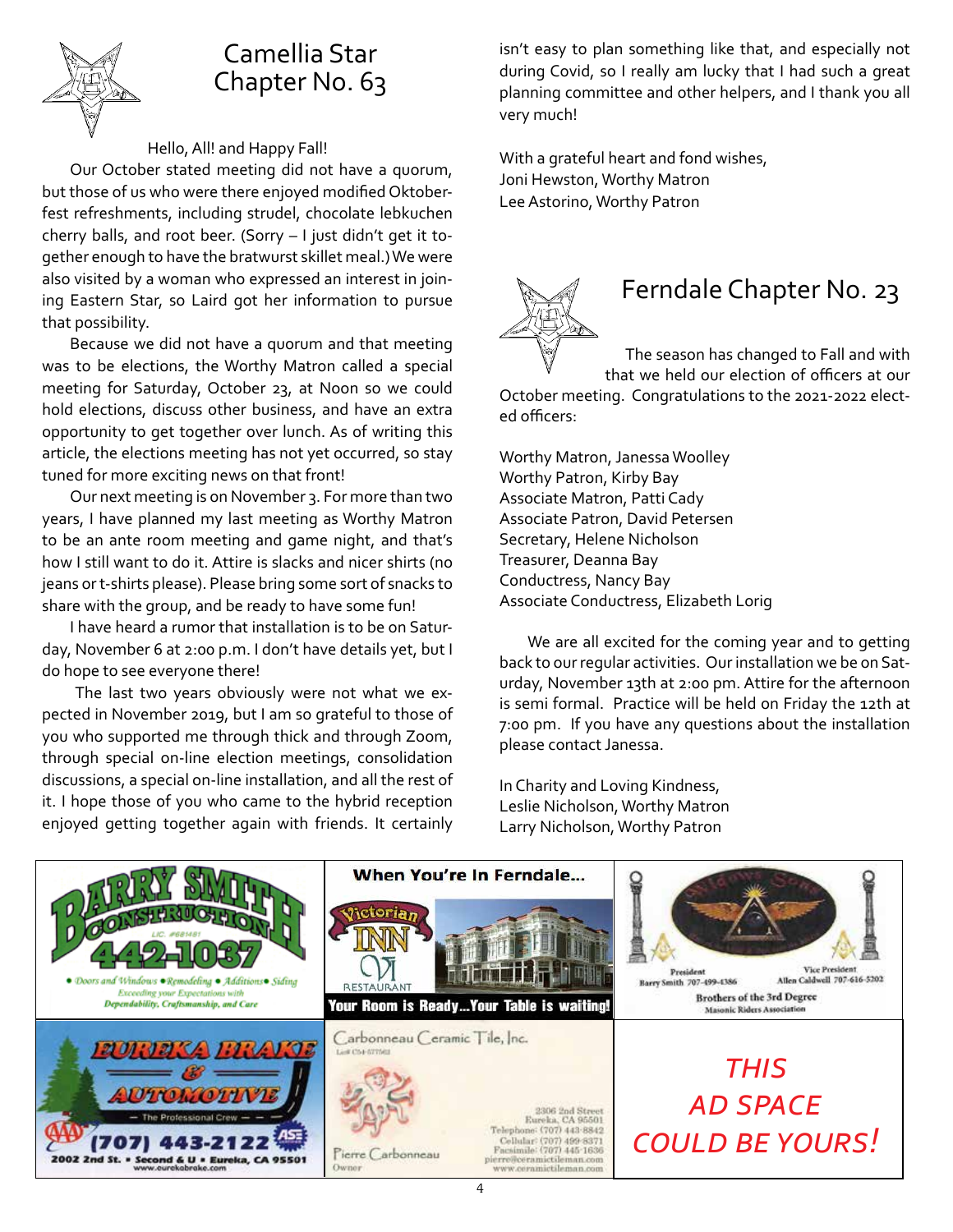## Camellia Star Chapter No. 63

Hello, All! and Happy Fall!

Our October stated meeting did not have a quorum, but those of us who were there enjoyed modified Oktoberfest refreshments, including strudel, chocolate lebkuchen cherry balls, and root beer. (Sorry – I just didn't get it together enough to have the bratwurst skillet meal.) We were also visited by a woman who expressed an interest in joining Eastern Star, so Laird got her information to pursue that possibility.

Because we did not have a quorum and that meeting was to be elections, the Worthy Matron called a special meeting for Saturday, October 23, at Noon so we could hold elections, discuss other business, and have an extra opportunity to get together over lunch. As of writing this article, the elections meeting has not yet occurred, so stay tuned for more exciting news on that front!

Our next meeting is on November 3. For more than two years, I have planned my last meeting as Worthy Matron to be an ante room meeting and game night, and that's how I still want to do it. Attire is slacks and nicer shirts (no jeans or t-shirts please). Please bring some sort of snacks to share with the group, and be ready to have some fun!

I have heard a rumor that installation is to be on Saturday, November 6 at 2:00 p.m. I don't have details yet, but I do hope to see everyone there!

The last two years obviously were not what we expected in November 2019, but I am so grateful to those of you who supported me through thick and through Zoom, through special on-line election meetings, consolidation discussions, a special on-line installation, and all the rest of it. I hope those of you who came to the hybrid reception enjoyed getting together again with friends. It certainly isn't easy to plan something like that, and especially not during Covid, so I really am lucky that I had such a great planning committee and other helpers, and I thank you all very much!

With a grateful heart and fond wishes,
Joni Hewston, Worthy Matron
Lee Astorino, Worthy Patron

## Ferndale Chapter No. 23

The season has changed to Fall and with that we held our election of officers at our October meeting. Congratulations to the 2021-2022 elected officers:

Worthy Matron, Janessa Woolley
Worthy Patron, Kirby Bay
Associate Matron, Patti Cady
Associate Patron, David Petersen
Secretary, Helene Nicholson
Treasurer, Deanna Bay
Conductress, Nancy Bay
Associate Conductress, Elizabeth Lorig

We are all excited for the coming year and to getting back to our regular activities. Our installation we be on Saturday, November 13th at 2:00 pm. Attire for the afternoon is semi formal. Practice will be held on Friday the 12th at 7:00 pm. If you have any questions about the installation please contact Janessa.

In Charity and Loving Kindness,
Leslie Nicholson, Worthy Matron
Larry Nicholson, Worthy Patron

---

**Barry Smith Construction** — LIC. #681481 — 442-1037
• Doors and Windows • Remodeling • Additions • Siding
Exceeding your Expectations with Dependability, Craftsmanship, and Care

**When You're In Ferndale...** Victorian Inn — VI Restaurant
Your Room is Ready...Your Table is waiting!

**Brothers of the 3rd Degree** — Masonic Riders Association
President Barry Smith 707-499-4386 — Vice President Allen Caldwell 707-616-5202

**Eureka Brake & Automotive** — The Professional Crew
(707) 443-2122
2002 2nd St. • Second & U • Eureka, CA 95501
www.eurekabrake.com

**Carbonneau Ceramic Tile, Inc.** — Lic# C54-577562
Pierre Carbonneau, Owner
2306 2nd Street, Eureka, CA 95501
Telephone: (707) 443-8842
Cellular: (707) 499-8371
Facsimile: (707) 445-1636
pierre@ceramictileman.com
www.ceramictileman.com

*THIS AD SPACE COULD BE YOURS!*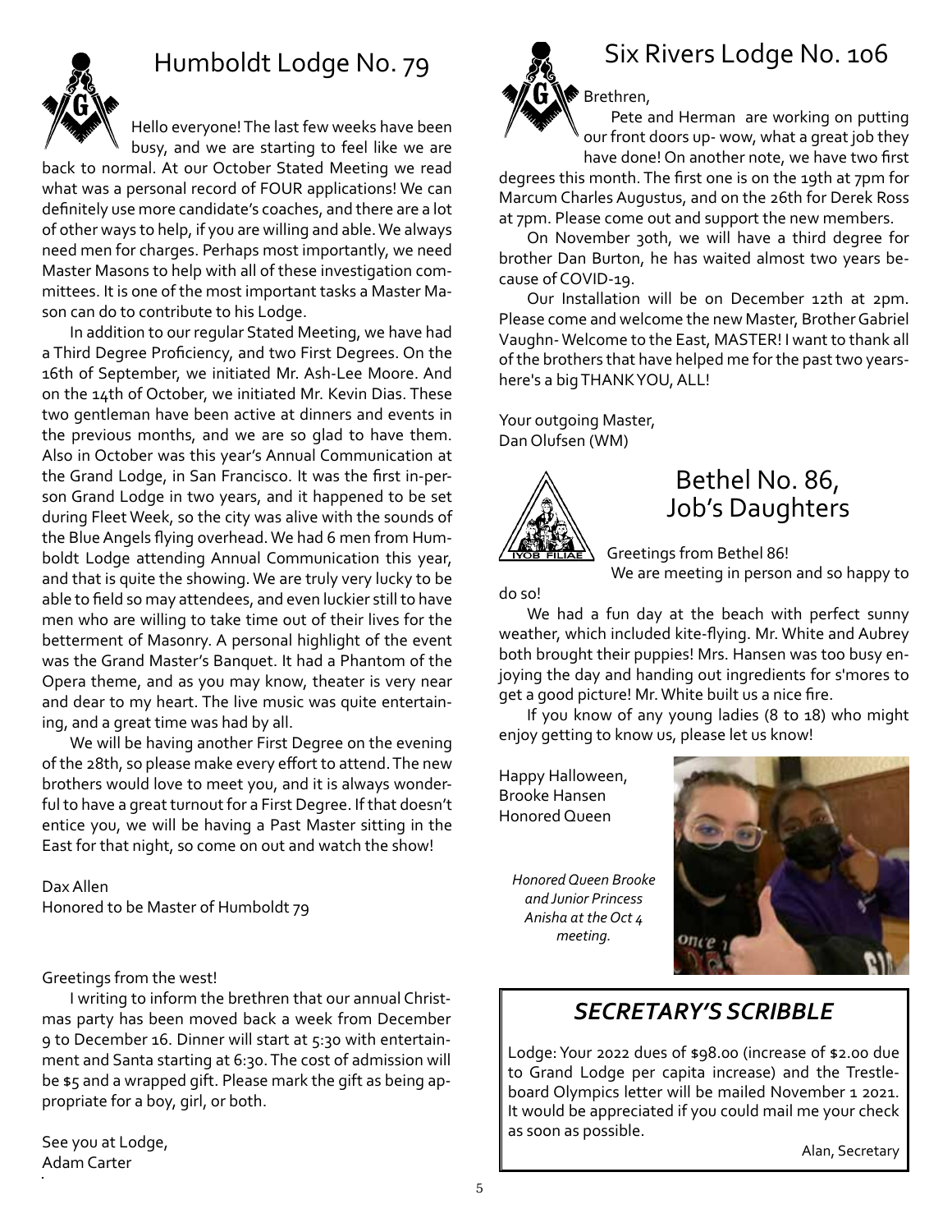## Humboldt Lodge No. 79

Hello everyone! The last few weeks have been busy, and we are starting to feel like we are back to normal. At our October Stated Meeting we read what was a personal record of FOUR applications! We can definitely use more candidate's coaches, and there are a lot of other ways to help, if you are willing and able. We always need men for charges. Perhaps most importantly, we need Master Masons to help with all of these investigation committees. It is one of the most important tasks a Master Mason can do to contribute to his Lodge.

In addition to our regular Stated Meeting, we have had a Third Degree Proficiency, and two First Degrees. On the 16th of September, we initiated Mr. Ash-Lee Moore. And on the 14th of October, we initiated Mr. Kevin Dias. These two gentleman have been active at dinners and events in the previous months, and we are so glad to have them. Also in October was this year's Annual Communication at the Grand Lodge, in San Francisco. It was the first in-person Grand Lodge in two years, and it happened to be set during Fleet Week, so the city was alive with the sounds of the Blue Angels flying overhead. We had 6 men from Humboldt Lodge attending Annual Communication this year, and that is quite the showing. We are truly very lucky to be able to field so may attendees, and even luckier still to have men who are willing to take time out of their lives for the betterment of Masonry. A personal highlight of the event was the Grand Master's Banquet. It had a Phantom of the Opera theme, and as you may know, theater is very near and dear to my heart. The live music was quite entertaining, and a great time was had by all.

We will be having another First Degree on the evening of the 28th, so please make every effort to attend. The new brothers would love to meet you, and it is always wonderful to have a great turnout for a First Degree. If that doesn't entice you, we will be having a Past Master sitting in the East for that night, so come on out and watch the show!

Dax Allen
Honored to be Master of Humboldt 79

Greetings from the west!

I writing to inform the brethren that our annual Christmas party has been moved back a week from December 9 to December 16. Dinner will start at 5:30 with entertainment and Santa starting at 6:30. The cost of admission will be $5 and a wrapped gift. Please mark the gift as being appropriate for a boy, girl, or both.

See you at Lodge,
Adam Carter

## Six Rivers Lodge No. 106

Brethren,

Pete and Herman are working on putting our front doors up- wow, what a great job they have done! On another note, we have two first degrees this month. The first one is on the 19th at 7pm for Marcum Charles Augustus, and on the 26th for Derek Ross at 7pm. Please come out and support the new members.

On November 30th, we will have a third degree for brother Dan Burton, he has waited almost two years because of COVID-19.

Our Installation will be on December 12th at 2pm. Please come and welcome the new Master, Brother Gabriel Vaughn- Welcome to the East, MASTER! I want to thank all of the brothers that have helped me for the past two years- here's a big THANK YOU, ALL!

Your outgoing Master,
Dan Olufsen (WM)

## Bethel No. 86, Job's Daughters

Greetings from Bethel 86!

We are meeting in person and so happy to do so!

We had a fun day at the beach with perfect sunny weather, which included kite-flying. Mr. White and Aubrey both brought their puppies! Mrs. Hansen was too busy enjoying the day and handing out ingredients for s'mores to get a good picture! Mr. White built us a nice fire.

If you know of any young ladies (8 to 18) who might enjoy getting to know us, please let us know!

Happy Halloween,
Brooke Hansen
Honored Queen

*Honored Queen Brooke and Junior Princess Anisha at the Oct 4 meeting.*

## *SECRETARY'S SCRIBBLE*

Lodge: Your 2022 dues of $98.00 (increase of $2.00 due to Grand Lodge per capita increase) and the Trestleboard Olympics letter will be mailed November 1 2021. It would be appreciated if you could mail me your check as soon as possible.

Alan, Secretary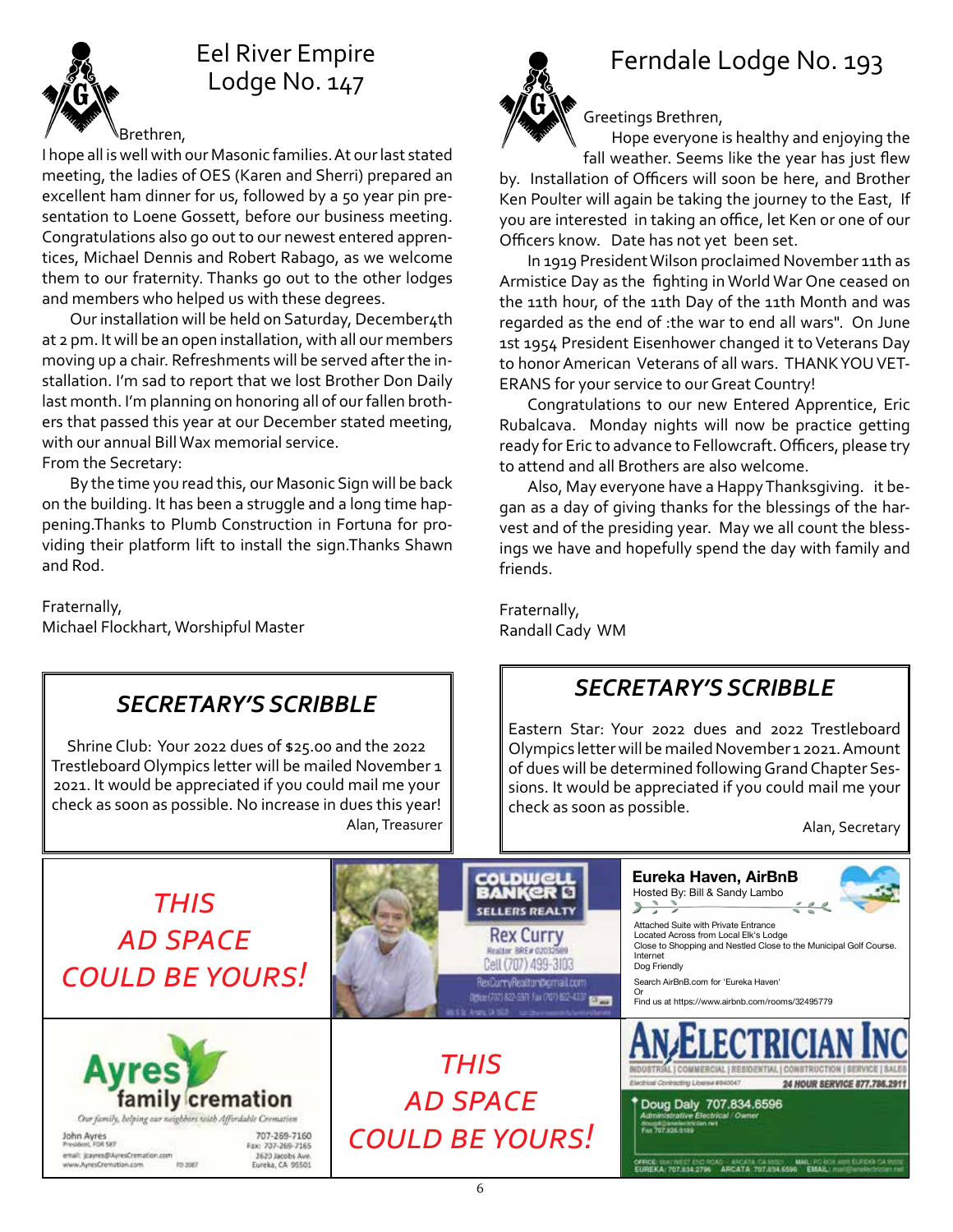## Eel River Empire Lodge No. 147

Brethren,

I hope all is well with our Masonic families. At our last stated meeting, the ladies of OES (Karen and Sherri) prepared an excellent ham dinner for us, followed by a 50 year pin presentation to Loene Gossett, before our business meeting. Congratulations also go out to our newest entered apprentices, Michael Dennis and Robert Rabago, as we welcome them to our fraternity. Thanks go out to the other lodges and members who helped us with these degrees.

Our installation will be held on Saturday, December4th at 2 pm. It will be an open installation, with all our members moving up a chair. Refreshments will be served after the installation. I'm sad to report that we lost Brother Don Daily last month. I'm planning on honoring all of our fallen brothers that passed this year at our December stated meeting, with our annual Bill Wax memorial service.

From the Secretary:

By the time you read this, our Masonic Sign will be back on the building. It has been a struggle and a long time happening.Thanks to Plumb Construction in Fortuna for providing their platform lift to install the sign.Thanks Shawn and Rod.

Fraternally,
Michael Flockhart, Worshipful Master

## Ferndale Lodge No. 193

Greetings Brethren,

Hope everyone is healthy and enjoying the fall weather. Seems like the year has just flew by. Installation of Officers will soon be here, and Brother Ken Poulter will again be taking the journey to the East, If you are interested in taking an office, let Ken or one of our Officers know. Date has not yet been set.

In 1919 President Wilson proclaimed November 11th as Armistice Day as the fighting in World War One ceased on the 11th hour, of the 11th Day of the 11th Month and was regarded as the end of :the war to end all wars". On June 1st 1954 President Eisenhower changed it to Veterans Day to honor American Veterans of all wars. THANK YOU VETERANS for your service to our Great Country!

Congratulations to our new Entered Apprentice, Eric Rubalcava. Monday nights will now be practice getting ready for Eric to advance to Fellowcraft. Officers, please try to attend and all Brothers are also welcome.

Also, May everyone have a Happy Thanksgiving. it began as a day of giving thanks for the blessings of the harvest and of the presiding year. May we all count the blessings we have and hopefully spend the day with family and friends.

Fraternally,
Randall Cady WM

### *SECRETARY'S SCRIBBLE*

Shrine Club: Your 2022 dues of $25.00 and the 2022 Trestleboard Olympics letter will be mailed November 1 2021. It would be appreciated if you could mail me your check as soon as possible. No increase in dues this year!

Alan, Treasurer

### *SECRETARY'S SCRIBBLE*

Eastern Star: Your 2022 dues and 2022 Trestleboard Olympics letter will be mailed November 1 2021. Amount of dues will be determined following Grand Chapter Sessions. It would be appreciated if you could mail me your check as soon as possible.

Alan, Secretary

*THIS AD SPACE COULD BE YOURS!*

COLDWELL BANKER SELLERS REALTY
Rex Curry
Realtor BRE# 02032589
Cell (707) 499-3103
RexCurryRealtor@gmail.com

**Eureka Haven, AirBnB**
Hosted By: Bill & Sandy Lambo

Attached Suite with Private Entrance
Located Across from Local Elk's Lodge
Close to Shopping and Nestled Close to the Municipal Golf Course.
Internet
Dog Friendly

Search AirBnB.com for 'Eureka Haven'
Or
Find us at https://www.airbnb.com/rooms/32495779

Ayres family cremation
*Our family, helping our neighbors with Affordable Cremation*
John Ayres
President, FDR 587
email: jcayres@AyresCremation.com
www.AyresCremation.com
707-269-7160
Fax: 707-269-7165
2620 Jacobs Ave.
Eureka, CA 95501

*THIS AD SPACE COULD BE YOURS!*

AN ELECTRICIAN INC
INDUSTRIAL | COMMERCIAL | RESIDENTIAL | CONSTRUCTION | SERVICE | SALES
24 HOUR SERVICE 877.786.2911
Doug Daly 707.834.6596
Administrative Electrical / Owner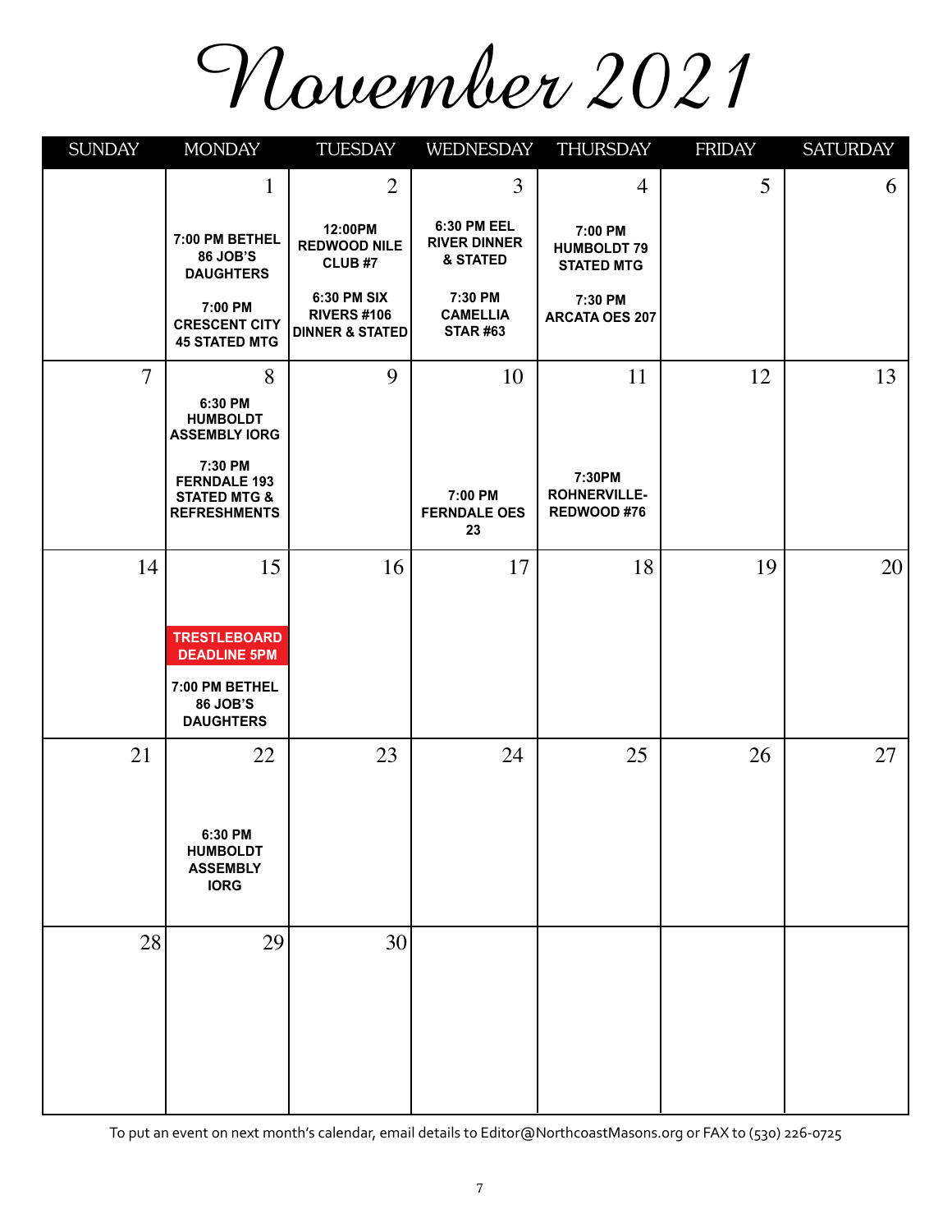# November 2021

| SUNDAY | MONDAY | TUESDAY | WEDNESDAY | THURSDAY | FRIDAY | SATURDAY |
|---|---|---|---|---|---|---|
| | 1<br>**7:00 PM BETHEL 86 JOB'S DAUGHTERS**<br>**7:00 PM CRESCENT CITY 45 STATED MTG** | 2<br>**12:00PM REDWOOD NILE CLUB #7**<br>**6:30 PM SIX RIVERS #106 DINNER & STATED** | 3<br>**6:30 PM EEL RIVER DINNER & STATED**<br>**7:30 PM CAMELLIA STAR #63** | 4<br>**7:00 PM HUMBOLDT 79 STATED MTG**<br>**7:30 PM ARCATA OES 207** | 5 | 6 |
| 7 | 8<br>**6:30 PM HUMBOLDT ASSEMBLY IORG**<br>**7:30 PM FERNDALE 193 STATED MTG & REFRESHMENTS** | 9 | 10<br>**7:00 PM FERNDALE OES 23** | 11<br>**7:30PM ROHNERVILLE-REDWOOD #76** | 12 | 13 |
| 14 | 15<br>**TRESTLEBOARD DEADLINE 5PM**<br>**7:00 PM BETHEL 86 JOB'S DAUGHTERS** | 16 | 17 | 18 | 19 | 20 |
| 21 | 22<br>**6:30 PM HUMBOLDT ASSEMBLY IORG** | 23 | 24 | 25 | 26 | 27 |
| 28 | 29 | 30 | | | | |

To put an event on next month's calendar, email details to Editor@NorthcoastMasons.org or FAX to (530) 226-0725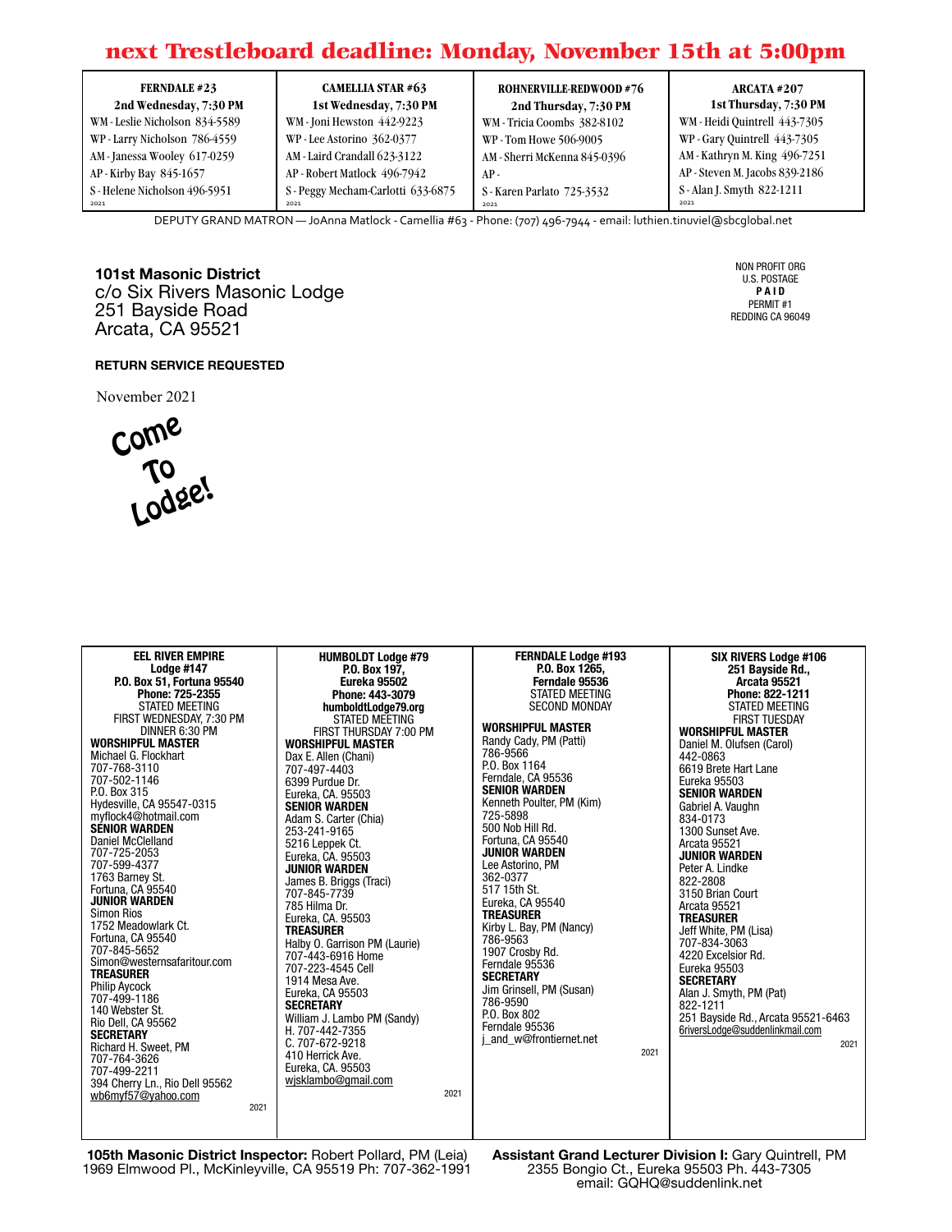# next Trestleboard deadline: Monday, November 15th at 5:00pm

| FERNDALE #23 | CAMELLIA STAR #63 | ROHNERVILLE-REDWOOD #76 | ARCATA #207 |
|---|---|---|---|
| 2nd Wednesday, 7:30 PM | 1st Wednesday, 7:30 PM | 2nd Thursday, 7:30 PM | 1st Thursday, 7:30 PM |
| WM - Leslie Nicholson 834-5589 | WM - Joni Hewston 442-9223 | WM - Tricia Coombs 382-8102 | WM - Heidi Quintrell 443-7305 |
| WP - Larry Nicholson 786-4559 | WP - Lee Astorino 362-0377 | WP - Tom Howe 506-9005 | WP - Gary Quintrell 443-7305 |
| AM - Janessa Wooley 617-0259 | AM - Laird Crandall 623-3122 | AM - Sherri McKenna 845-0396 | AM - Kathryn M. King 496-7251 |
| AP - Kirby Bay 845-1657 | AP - Robert Matlock 496-7942 | AP - | AP - Steven M. Jacobs 839-2186 |
| S - Helene Nicholson 496-5951 | S - Peggy Mecham-Carlotti 633-6875 | S - Karen Parlato 725-3532 | S - Alan J. Smyth 822-1211 |
| 2021 | 2021 | 2021 | 2021 |

DEPUTY GRAND MATRON — JoAnna Matlock - Camellia #63 - Phone: (707) 496-7944 - email: luthien.tinuviel@sbcglobal.net

**101st Masonic District**
c/o Six Rivers Masonic Lodge
251 Bayside Road
Arcata, CA 95521

NON PROFIT ORG
U.S. POSTAGE
**PAID**
PERMIT #1
REDDING CA 96049

**RETURN SERVICE REQUESTED**

November 2021

Come To Lodge!

**EEL RIVER EMPIRE Lodge #147**
**P.O. Box 51, Fortuna 95540**
**Phone: 725-2355**
STATED MEETING
FIRST WEDNESDAY, 7:30 PM
DINNER 6:30 PM

**WORSHIPFUL MASTER**
Michael G. Flockhart
707-768-3110
707-502-1146
P.O. Box 315
Hydesville, CA 95547-0315
myflock4@hotmail.com

**SENIOR WARDEN**
Daniel McClelland
707-725-2053
707-599-4377
1763 Barney St.
Fortuna, CA 95540

**JUNIOR WARDEN**
Simon Rios
1752 Meadowlark Ct.
Fortuna, CA 95540
707-845-5652
Simon@westernsafaritour.com

**TREASURER**
Philip Aycock
707-499-1186
140 Webster St.
Rio Dell, CA 95562

**SECRETARY**
Richard H. Sweet, PM
707-764-3626
707-499-2211
394 Cherry Ln., Rio Dell 95562
wb6myf57@yahoo.com

2021

**HUMBOLDT Lodge #79**
**P.O. Box 197,**
**Eureka 95502**
**Phone: 443-3079**
**humboldtLodge79.org**
STATED MEETING
FIRST THURSDAY 7:00 PM

**WORSHIPFUL MASTER**
Dax E. Allen (Chani)
707-497-4403
6399 Purdue Dr.
Eureka, CA. 95503

**SENIOR WARDEN**
Adam S. Carter (Chia)
253-241-9165
5216 Leppek Ct.
Eureka, CA. 95503

**JUNIOR WARDEN**
James B. Briggs (Traci)
707-845-7739
785 Hilma Dr.
Eureka, CA. 95503

**TREASURER**
Halby O. Garrison PM (Laurie)
707-443-6916 Home
707-223-4545 Cell
1914 Mesa Ave.
Eureka, CA 95503

**SECRETARY**
William J. Lambo PM (Sandy)
H. 707-442-7355
C. 707-672-9218
410 Herrick Ave.
Eureka, CA. 95503
wjsklambo@gmail.com

2021

**FERNDALE Lodge #193**
**P.O. Box 1265,**
**Ferndale 95536**
STATED MEETING
SECOND MONDAY

**WORSHIPFUL MASTER**
Randy Cady, PM (Patti)
786-9566
P.O. Box 1164
Ferndale, CA 95536

**SENIOR WARDEN**
Kenneth Poulter, PM (Kim)
725-5898
500 Nob Hill Rd.
Fortuna, CA 95540

**JUNIOR WARDEN**
Lee Astorino, PM
362-0377
517 15th St.
Eureka, CA 95540

**TREASURER**
Kirby L. Bay, PM (Nancy)
786-9563
1907 Crosby Rd.
Ferndale 95536

**SECRETARY**
Jim Grinsell, PM (Susan)
786-9590
P.O. Box 802
Ferndale 95536
j_and_w@frontiernet.net

2021

**SIX RIVERS Lodge #106**
**251 Bayside Rd.,**
**Arcata 95521**
**Phone: 822-1211**
STATED MEETING
FIRST TUESDAY

**WORSHIPFUL MASTER**
Daniel M. Olufsen (Carol)
442-0863
6619 Brete Hart Lane
Eureka 95503

**SENIOR WARDEN**
Gabriel A. Vaughn
834-0173
1300 Sunset Ave.
Arcata 95521

**JUNIOR WARDEN**
Peter A. Lindke
822-2808
3150 Brian Court
Arcata 95521

**TREASURER**
Jeff White, PM (Lisa)
707-834-3063
4220 Excelsior Rd.
Eureka 95503

**SECRETARY**
Alan J. Smyth, PM (Pat)
822-1211
251 Bayside Rd., Arcata 95521-6463
6riversLodge@suddenlinkmail.com

2021

**105th Masonic District Inspector:** Robert Pollard, PM (Leia)
1969 Elmwood Pl., McKinleyville, CA 95519 Ph: 707-362-1991

**Assistant Grand Lecturer Division I:** Gary Quintrell, PM
2355 Bongio Ct., Eureka 95503 Ph. 443-7305
email: GQHQ@suddenlink.net